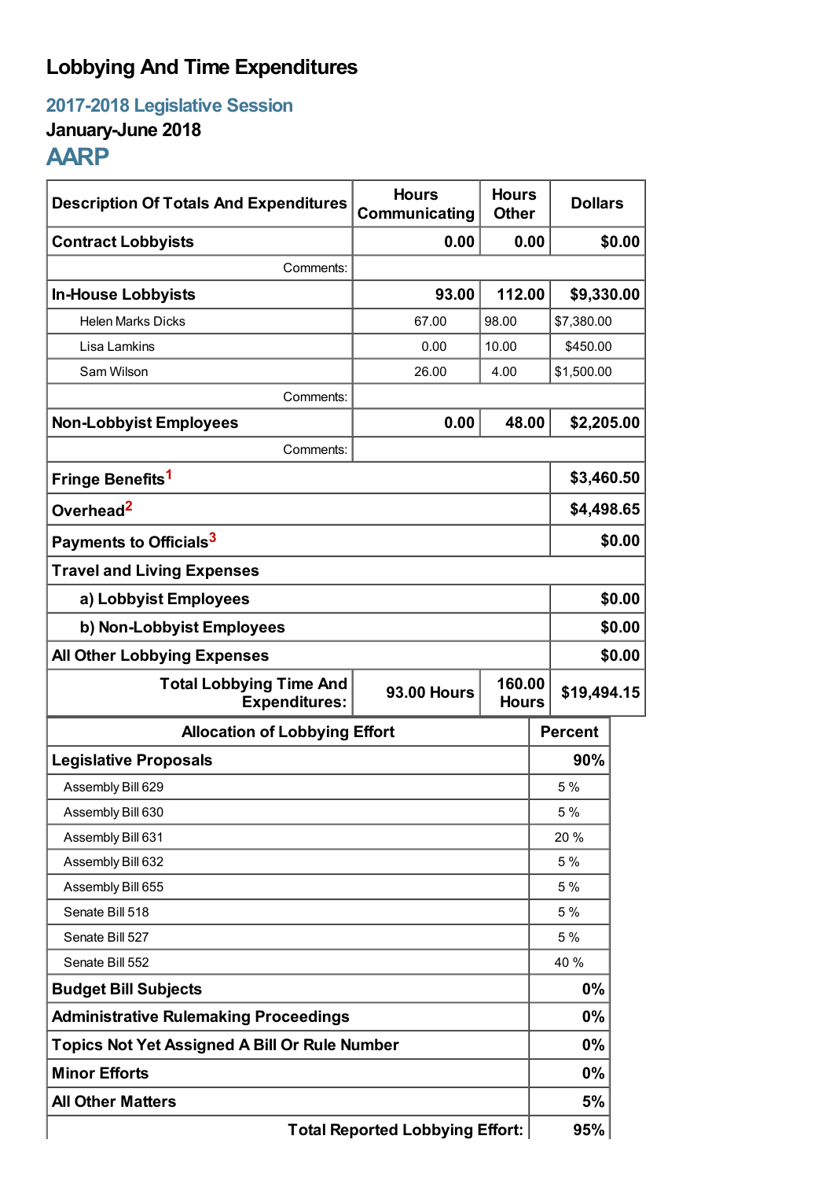# Lobbying And Time Expenditures

## 2017-2018 Legislative Session

### January-June 2018

## AARP

| Description Of Totals And Expenditures | Hours Communicating | Hours Other | Dollars |
|---|---|---|---|
| **Contract Lobbyists** | **0.00** | **0.00** | **$0.00** |
| Comments: | | | |
| **In-House Lobbyists** | **93.00** | **112.00** | **$9,330.00** |
| Helen Marks Dicks | 67.00 | 98.00 | $7,380.00 |
| Lisa Lamkins | 0.00 | 10.00 | $450.00 |
| Sam Wilson | 26.00 | 4.00 | $1,500.00 |
| Comments: | | | |
| **Non-Lobbyist Employees** | **0.00** | **48.00** | **$2,205.00** |
| Comments: | | | |
| **Fringe Benefits**[1] | | | **$3,460.50** |
| **Overhead**[2] | | | **$4,498.65** |
| **Payments to Officials**[3] | | | **$0.00** |
| **Travel and Living Expenses** | | | |
| **a) Lobbyist Employees** | | | **$0.00** |
| **b) Non-Lobbyist Employees** | | | **$0.00** |
| **All Other Lobbying Expenses** | | | **$0.00** |
| **Total Lobbying Time And Expenditures:** | **93.00 Hours** | **160.00 Hours** | **$19,494.15** |

| Allocation of Lobbying Effort | Percent |
|---|---|
| **Legislative Proposals** | **90%** |
| Assembly Bill 629 | 5 % |
| Assembly Bill 630 | 5 % |
| Assembly Bill 631 | 20 % |
| Assembly Bill 632 | 5 % |
| Assembly Bill 655 | 5 % |
| Senate Bill 518 | 5 % |
| Senate Bill 527 | 5 % |
| Senate Bill 552 | 40 % |
| **Budget Bill Subjects** | **0%** |
| **Administrative Rulemaking Proceedings** | **0%** |
| **Topics Not Yet Assigned A Bill Or Rule Number** | **0%** |
| **Minor Efforts** | **0%** |
| **All Other Matters** | **5%** |
| **Total Reported Lobbying Effort:** | **95%** |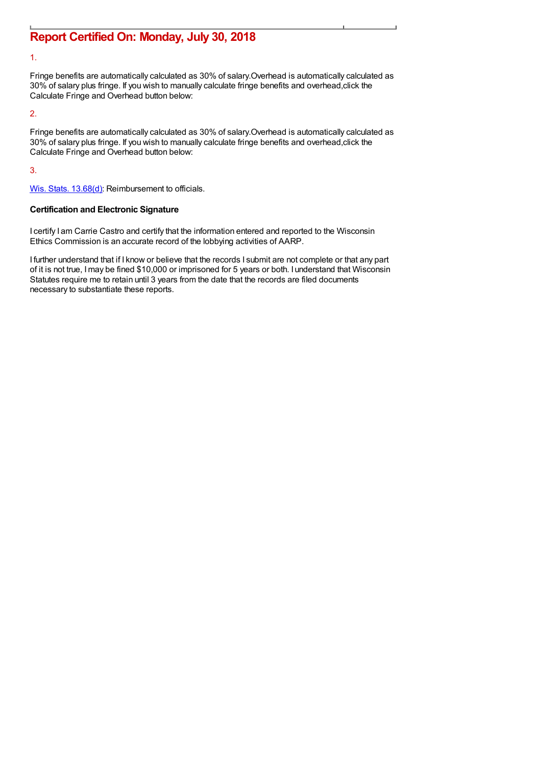## Report Certified On: Monday, July 30, 2018

1.

Fringe benefits are automatically calculated as 30% of salary.Overhead is automatically calculated as 30% of salary plus fringe. If you wish to manually calculate fringe benefits and overhead,click the Calculate Fringe and Overhead button below:

2.

Fringe benefits are automatically calculated as 30% of salary.Overhead is automatically calculated as 30% of salary plus fringe. If you wish to manually calculate fringe benefits and overhead,click the Calculate Fringe and Overhead button below:

3.

Wis. Stats. 13.68(d): Reimbursement to officials.

**Certification and Electronic Signature**

I certify I am Carrie Castro and certify that the information entered and reported to the Wisconsin Ethics Commission is an accurate record of the lobbying activities of AARP.

I further understand that if I know or believe that the records I submit are not complete or that any part of it is not true, I may be fined $10,000 or imprisoned for 5 years or both. I understand that Wisconsin Statutes require me to retain until 3 years from the date that the records are filed documents necessary to substantiate these reports.